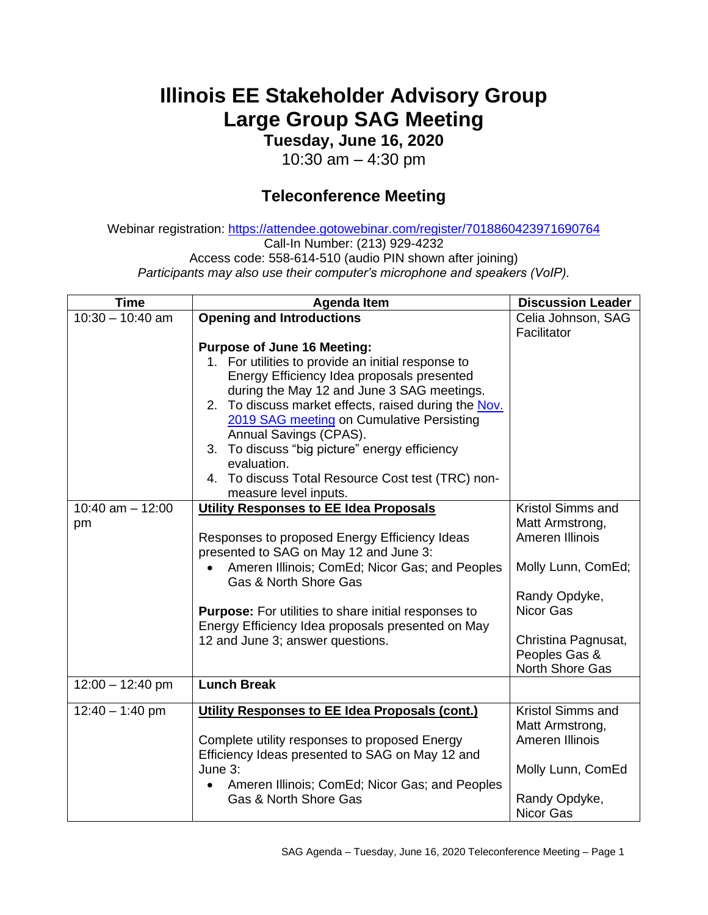# Illinois EE Stakeholder Advisory Group
# Large Group SAG Meeting

**Tuesday, June 16, 2020**

10:30 am – 4:30 pm

## Teleconference Meeting

Webinar registration: https://attendee.gotowebinar.com/register/7018860423971690764
Call-In Number: (213) 929-4232
Access code: 558-614-510 (audio PIN shown after joining)
*Participants may also use their computer's microphone and speakers (VoIP).*

| Time | Agenda Item | Discussion Leader |
| --- | --- | --- |
| 10:30 – 10:40 am | **Opening and Introductions**<br><br>**Purpose of June 16 Meeting:**<br>1. For utilities to provide an initial response to Energy Efficiency Idea proposals presented during the May 12 and June 3 SAG meetings.<br>2. To discuss market effects, raised during the Nov. 2019 SAG meeting on Cumulative Persisting Annual Savings (CPAS).<br>3. To discuss "big picture" energy efficiency evaluation.<br>4. To discuss Total Resource Cost test (TRC) non-measure level inputs. | Celia Johnson, SAG Facilitator |
| 10:40 am – 12:00 pm | **Utility Responses to EE Idea Proposals**<br><br>Responses to proposed Energy Efficiency Ideas presented to SAG on May 12 and June 3:<br>• Ameren Illinois; ComEd; Nicor Gas; and Peoples Gas & North Shore Gas<br><br>**Purpose:** For utilities to share initial responses to Energy Efficiency Idea proposals presented on May 12 and June 3; answer questions. | Kristol Simms and Matt Armstrong, Ameren Illinois<br><br>Molly Lunn, ComEd;<br><br>Randy Opdyke, Nicor Gas<br><br>Christina Pagnusat, Peoples Gas & North Shore Gas |
| 12:00 – 12:40 pm | **Lunch Break** | |
| 12:40 – 1:40 pm | **Utility Responses to EE Idea Proposals (cont.)**<br><br>Complete utility responses to proposed Energy Efficiency Ideas presented to SAG on May 12 and June 3:<br>• Ameren Illinois; ComEd; Nicor Gas; and Peoples Gas & North Shore Gas | Kristol Simms and Matt Armstrong, Ameren Illinois<br><br>Molly Lunn, ComEd<br><br>Randy Opdyke, Nicor Gas |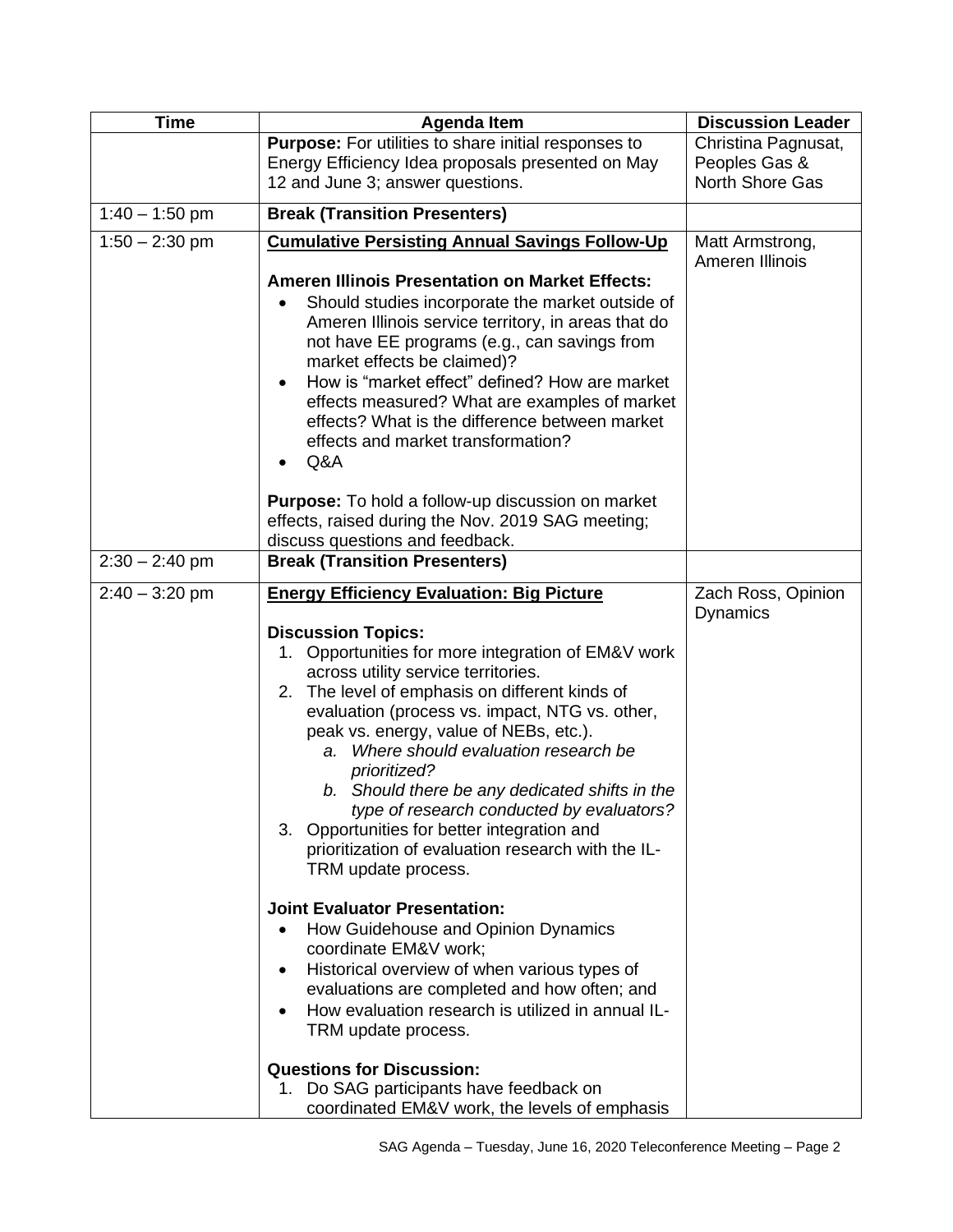| Time | Agenda Item | Discussion Leader |
|---|---|---|
| | **Purpose:** For utilities to share initial responses to Energy Efficiency Idea proposals presented on May 12 and June 3; answer questions. | Christina Pagnusat, Peoples Gas & North Shore Gas |
| 1:40 – 1:50 pm | **Break (Transition Presenters)** | |
| 1:50 – 2:30 pm | **Cumulative Persisting Annual Savings Follow-Up**<br><br>**Ameren Illinois Presentation on Market Effects:**<br>• Should studies incorporate the market outside of Ameren Illinois service territory, in areas that do not have EE programs (e.g., can savings from market effects be claimed)?<br>• How is "market effect" defined? How are market effects measured? What are examples of market effects? What is the difference between market effects and market transformation?<br>• Q&A<br><br>**Purpose:** To hold a follow-up discussion on market effects, raised during the Nov. 2019 SAG meeting; discuss questions and feedback. | Matt Armstrong, Ameren Illinois |
| 2:30 – 2:40 pm | **Break (Transition Presenters)** | |
| 2:40 – 3:20 pm | **Energy Efficiency Evaluation: Big Picture**<br><br>**Discussion Topics:**<br>1. Opportunities for more integration of EM&V work across utility service territories.<br>2. The level of emphasis on different kinds of evaluation (process vs. impact, NTG vs. other, peak vs. energy, value of NEBs, etc.).<br>  a. *Where should evaluation research be prioritized?*<br>  b. *Should there be any dedicated shifts in the type of research conducted by evaluators?*<br>3. Opportunities for better integration and prioritization of evaluation research with the IL-TRM update process.<br><br>**Joint Evaluator Presentation:**<br>• How Guidehouse and Opinion Dynamics coordinate EM&V work;<br>• Historical overview of when various types of evaluations are completed and how often; and<br>• How evaluation research is utilized in annual IL-TRM update process.<br><br>**Questions for Discussion:**<br>1. Do SAG participants have feedback on coordinated EM&V work, the levels of emphasis | Zach Ross, Opinion Dynamics |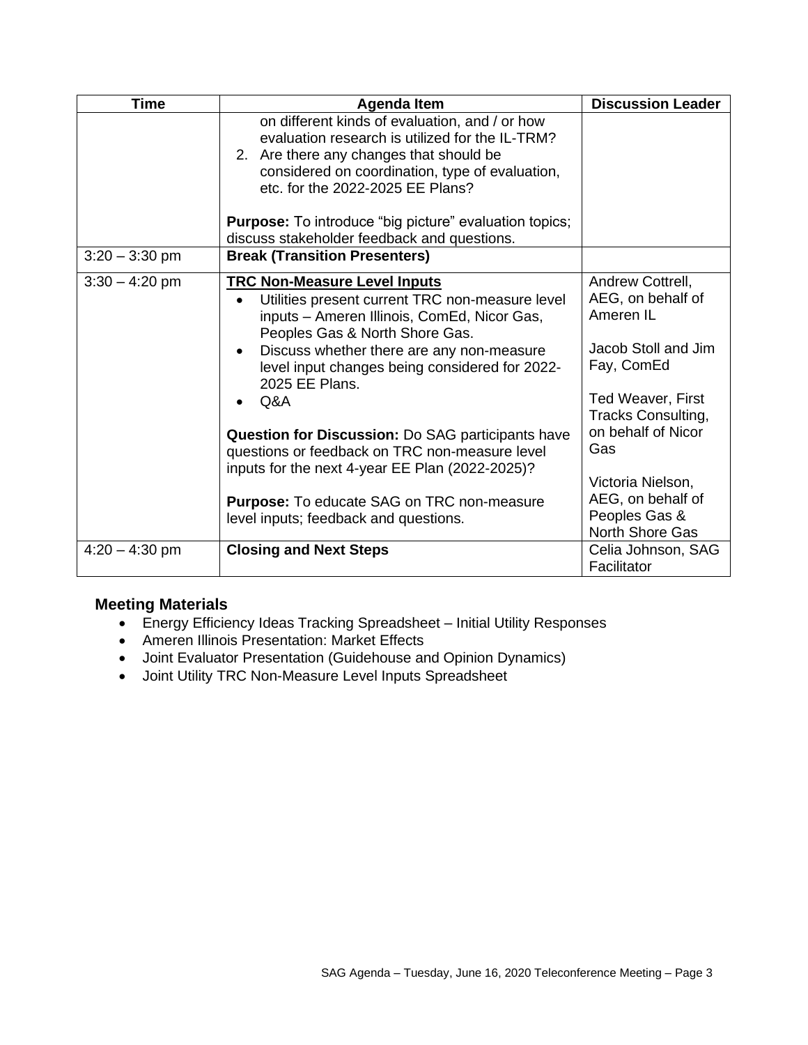| Time | Agenda Item | Discussion Leader |
| --- | --- | --- |
| | on different kinds of evaluation, and / or how evaluation research is utilized for the IL-TRM?<br>2. Are there any changes that should be considered on coordination, type of evaluation, etc. for the 2022-2025 EE Plans?<br><br>**Purpose:** To introduce "big picture" evaluation topics; discuss stakeholder feedback and questions. | |
| 3:20 – 3:30 pm | **Break (Transition Presenters)** | |
| 3:30 – 4:20 pm | **<u>TRC Non-Measure Level Inputs</u>**<br>• Utilities present current TRC non-measure level inputs – Ameren Illinois, ComEd, Nicor Gas, Peoples Gas & North Shore Gas.<br>• Discuss whether there are any non-measure level input changes being considered for 2022-2025 EE Plans.<br>• Q&A<br><br>**Question for Discussion:** Do SAG participants have questions or feedback on TRC non-measure level inputs for the next 4-year EE Plan (2022-2025)?<br><br>**Purpose:** To educate SAG on TRC non-measure level inputs; feedback and questions. | Andrew Cottrell, AEG, on behalf of Ameren IL<br><br>Jacob Stoll and Jim Fay, ComEd<br><br>Ted Weaver, First Tracks Consulting, on behalf of Nicor Gas<br><br>Victoria Nielson, AEG, on behalf of Peoples Gas & North Shore Gas |
| 4:20 – 4:30 pm | **Closing and Next Steps** | Celia Johnson, SAG Facilitator |

## Meeting Materials

- Energy Efficiency Ideas Tracking Spreadsheet – Initial Utility Responses
- Ameren Illinois Presentation: Market Effects
- Joint Evaluator Presentation (Guidehouse and Opinion Dynamics)
- Joint Utility TRC Non-Measure Level Inputs Spreadsheet